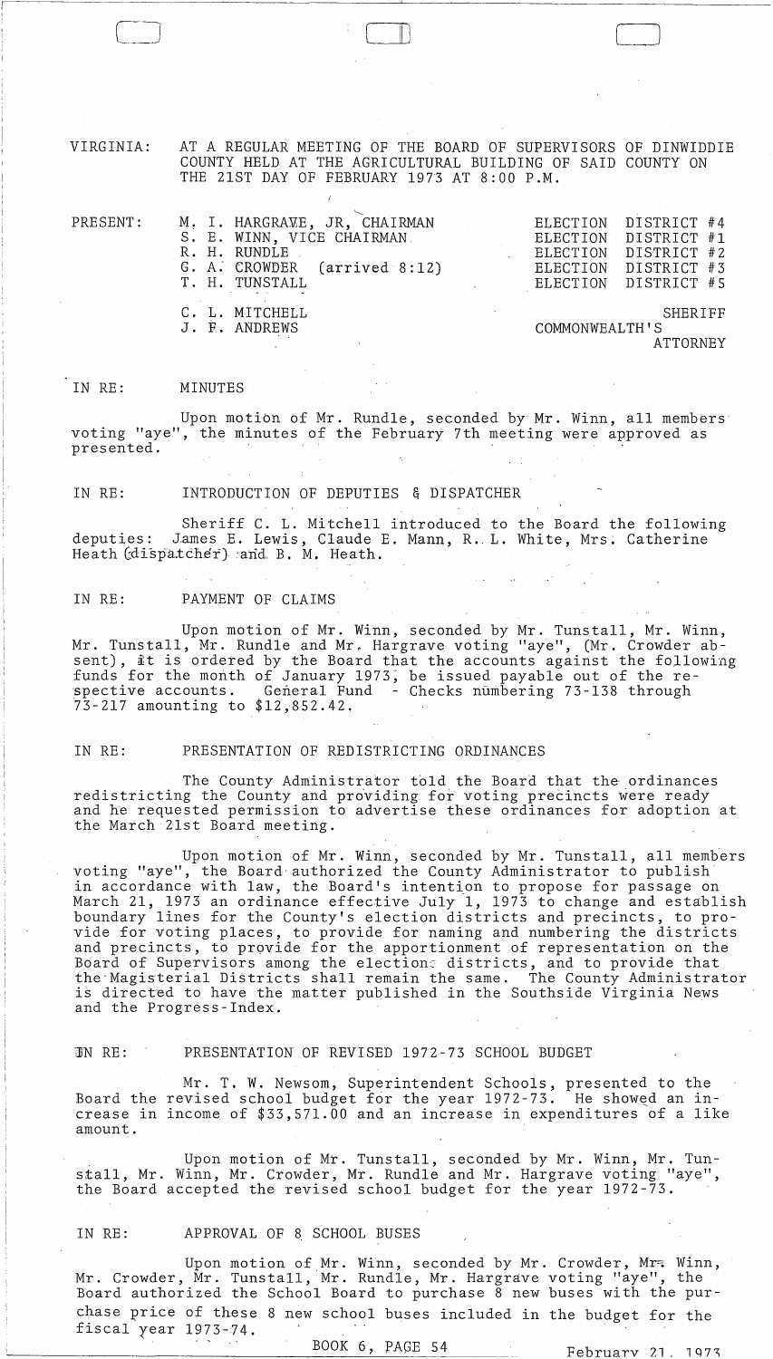VIRGINIA: AT A REGULAR MEETING OF THE BOARD OF SUPERVISORS OF DINWIDDIE COUNTY HELD AT THE AGRICULTURAL BUILDING OF SAID COUNTY ON THE 21ST DAY OF FEBRUARY 1973 AT 8:00 P.M.

| PRESENT: | | |
|---|---|---|
| | M. I. HARGRAVE, JR, CHAIRMAN | ELECTION DISTRICT #4 |
| | S. E. WINN, VICE CHAIRMAN | ELECTION DISTRICT #1 |
| | R. H. RUNDLE | ELECTION DISTRICT #2 |
| | G. A. CROWDER (arrived 8:12) | ELECTION DISTRICT #3 |
| | T. H. TUNSTALL | ELECTION DISTRICT #5 |
| | C. L. MITCHELL | SHERIFF |
| | J. F. ANDREWS | COMMONWEALTH'S ATTORNEY |

IN RE: MINUTES

Upon motion of Mr. Rundle, seconded by Mr. Winn, all members voting "aye", the minutes of the February 7th meeting were approved as presented.

IN RE: INTRODUCTION OF DEPUTIES & DISPATCHER

Sheriff C. L. Mitchell introduced to the Board the following deputies: James E. Lewis, Claude E. Mann, R. L. White, Mrs. Catherine Heath (dispatcher) and B. M. Heath.

IN RE: PAYMENT OF CLAIMS

Upon motion of Mr. Winn, seconded by Mr. Tunstall, Mr. Winn, Mr. Tunstall, Mr. Rundle and Mr. Hargrave voting "aye", (Mr. Crowder absent), it is ordered by the Board that the accounts against the following funds for the month of January 1973, be issued payable out of the respective accounts. General Fund - Checks numbering 73-138 through 73-217 amounting to $12,852.42.

IN RE: PRESENTATION OF REDISTRICTING ORDINANCES

The County Administrator told the Board that the ordinances redistricting the County and providing for voting precincts were ready and he requested permission to advertise these ordinances for adoption at the March 21st Board meeting.

Upon motion of Mr. Winn, seconded by Mr. Tunstall, all members voting "aye", the Board authorized the County Administrator to publish in accordance with law, the Board's intention to propose for passage on March 21, 1973 an ordinance effective July 1, 1973 to change and establish boundary lines for the County's election districts and precincts, to provide for voting places, to provide for naming and numbering the districts and precincts, to provide for the apportionment of representation on the Board of Supervisors among the election districts, and to provide that the Magisterial Districts shall remain the same. The County Administrator is directed to have the matter published in the Southside Virginia News and the Progress-Index.

IN RE: PRESENTATION OF REVISED 1972-73 SCHOOL BUDGET

Mr. T. W. Newsom, Superintendent Schools, presented to the Board the revised school budget for the year 1972-73. He showed an increase in income of $33,571.00 and an increase in expenditures of a like amount.

Upon motion of Mr. Tunstall, seconded by Mr. Winn, Mr. Tunstall, Mr. Winn, Mr. Crowder, Mr. Rundle and Mr. Hargrave voting "aye", the Board accepted the revised school budget for the year 1972-73.

IN RE: APPROVAL OF 8 SCHOOL BUSES

Upon motion of Mr. Winn, seconded by Mr. Crowder, Mr. Winn, Mr. Crowder, Mr. Tunstall, Mr. Rundle, Mr. Hargrave voting "aye", the Board authorized the School Board to purchase 8 new buses with the purchase price of these 8 new school buses included in the budget for the fiscal year 1973-74.

BOOK 6, PAGE 54 February 21, 1973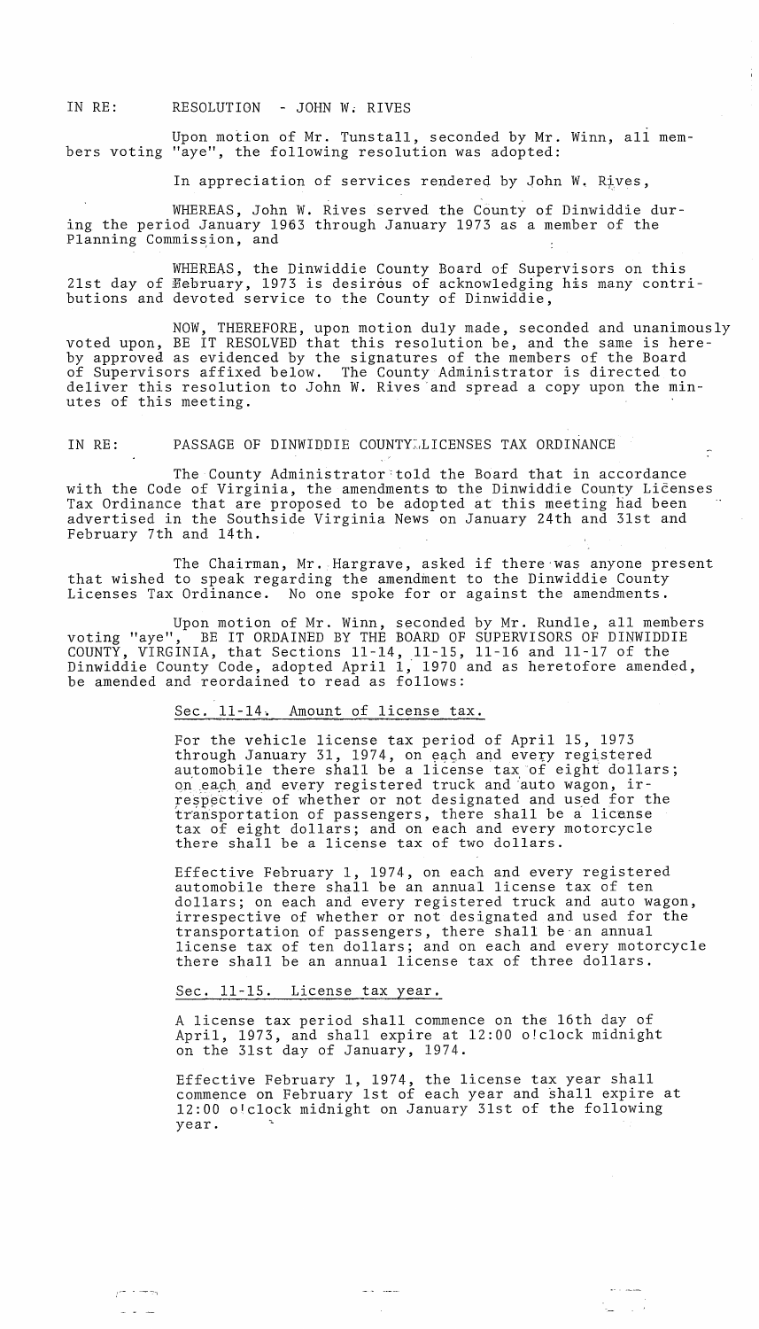IN RE: RESOLUTION - JOHN W. RIVES

Upon motion of Mr. Tunstall, seconded by Mr. Winn, all members voting "aye", the following resolution was adopted:

In appreciation of services rendered by John W. Rives,

WHEREAS, John W. Rives served the County of Dinwiddie during the period January 1963 through January 1973 as a member of the Planning Commission, and

WHEREAS, the Dinwiddie County Board of Supervisors on this 21st day of February, 1973 is desirous of acknowledging his many contributions and devoted service to the County of Dinwiddie,

NOW, THEREFORE, upon motion duly made, seconded and unanimously voted upon, BE IT RESOLVED that this resolution be, and the same is hereby approved as evidenced by the signatures of the members of the Board of Supervisors affixed below. The County Administrator is directed to deliver this resolution to John W. Rives and spread a copy upon the minutes of this meeting.

IN RE: PASSAGE OF DINWIDDIE COUNTY LICENSES TAX ORDINANCE

The County Administrator told the Board that in accordance with the Code of Virginia, the amendments to the Dinwiddie County Licenses Tax Ordinance that are proposed to be adopted at this meeting had been advertised in the Southside Virginia News on January 24th and 31st and February 7th and 14th.

The Chairman, Mr. Hargrave, asked if there was anyone present that wished to speak regarding the amendment to the Dinwiddie County Licenses Tax Ordinance. No one spoke for or against the amendments.

Upon motion of Mr. Winn, seconded by Mr. Rundle, all members voting "aye", BE IT ORDAINED BY THE BOARD OF SUPERVISORS OF DINWIDDIE COUNTY, VIRGINIA, that Sections 11-14, 11-15, 11-16 and 11-17 of the Dinwiddie County Code, adopted April 1, 1970 and as heretofore amended, be amended and reordained to read as follows:

Sec. 11-14. Amount of license tax.

For the vehicle license tax period of April 15, 1973 through January 31, 1974, on each and every registered automobile there shall be a license tax of eight dollars; on each and every registered truck and auto wagon, irrespective of whether or not designated and used for the transportation of passengers, there shall be a license tax of eight dollars; and on each and every motorcycle there shall be a license tax of two dollars.

Effective February 1, 1974, on each and every registered automobile there shall be an annual license tax of ten dollars; on each and every registered truck and auto wagon, irrespective of whether or not designated and used for the transportation of passengers, there shall be an annual license tax of ten dollars; and on each and every motorcycle there shall be an annual license tax of three dollars.

Sec. 11-15. License tax year.

A license tax period shall commence on the 16th day of April, 1973, and shall expire at 12:00 o'clock midnight on the 31st day of January, 1974.

Effective February 1, 1974, the license tax year shall commence on February 1st of each year and shall expire at 12:00 o'clock midnight on January 31st of the following year.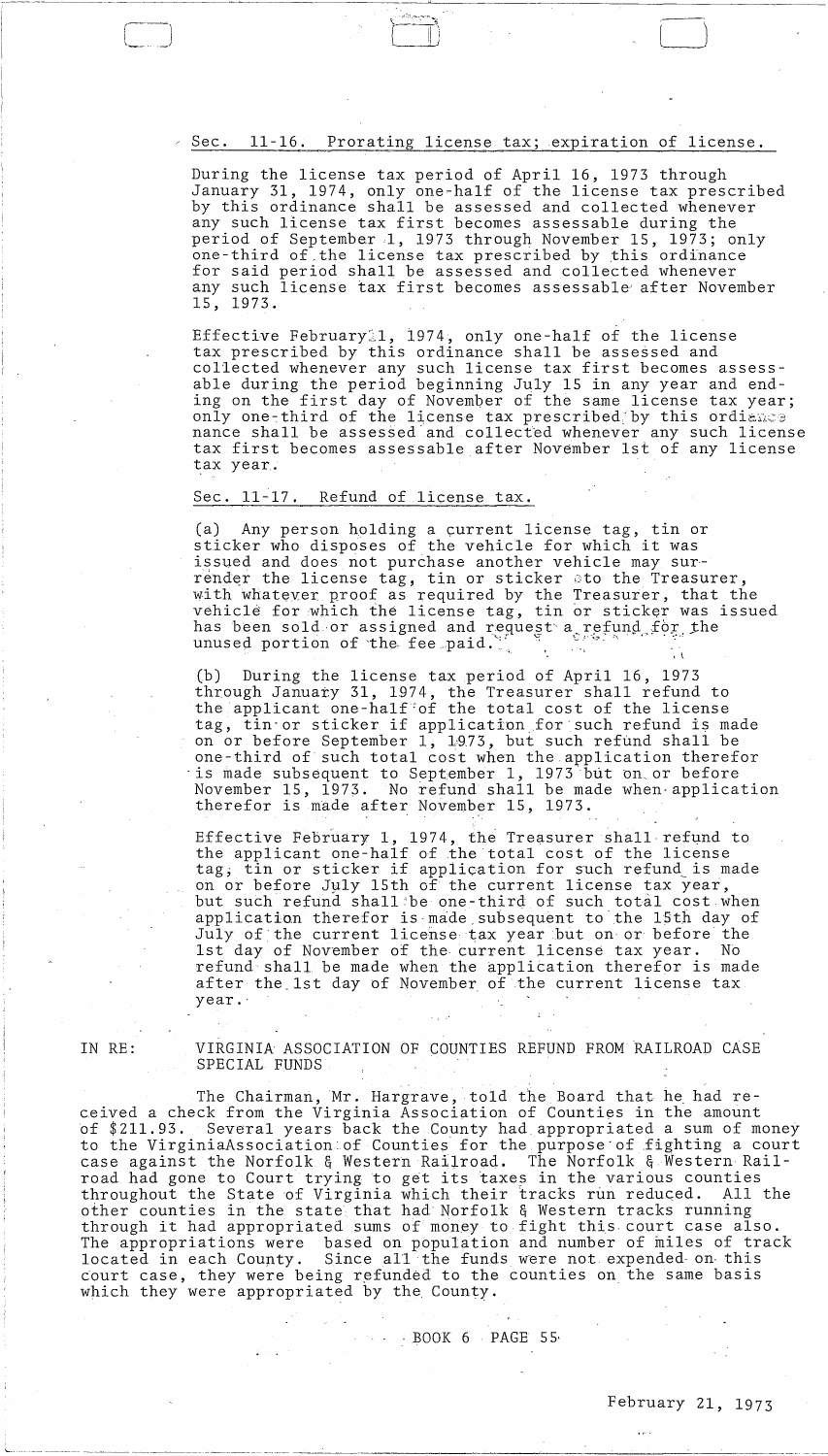## Sec. 11-16. Prorating license tax; expiration of license.

During the license tax period of April 16, 1973 through January 31, 1974, only one-half of the license tax prescribed by this ordinance shall be assessed and collected whenever any such license tax first becomes assessable during the period of September 1, 1973 through November 15, 1973; only one-third of the license tax prescribed by this ordinance for said period shall be assessed and collected whenever any such license tax first becomes assessable after November 15, 1973.

Effective February 1, 1974, only one-half of the license tax prescribed by this ordinance shall be assessed and collected whenever any such license tax first becomes assessable during the period beginning July 15 in any year and ending on the first day of November of the same license tax year; only one-third of the license tax prescribed by this ordinance shall be assessed and collected whenever any such license tax first becomes assessable after November 1st of any license tax year.

## Sec. 11-17. Refund of license tax.

(a) Any person holding a current license tag, tin or sticker who disposes of the vehicle for which it was issued and does not purchase another vehicle may surrender the license tag, tin or sticker to the Treasurer, with whatever proof as required by the Treasurer, that the vehicle for which the license tag, tin or sticker was issued has been sold or assigned and request a refund for the unused portion of the fee paid.

(b) During the license tax period of April 16, 1973 through January 31, 1974, the Treasurer shall refund to the applicant one-half of the total cost of the license tag, tin or sticker if application for such refund is made on or before September 1, 1973, but such refund shall be one-third of such total cost when the application therefor is made subsequent to September 1, 1973 but on or before November 15, 1973. No refund shall be made when application therefor is made after November 15, 1973.

Effective February 1, 1974, the Treasurer shall refund to the applicant one-half of the total cost of the license tag, tin or sticker if application for such refund is made on or before July 15th of the current license tax year, but such refund shall be one-third of such total cost when application therefor is made subsequent to the 15th day of July of the current license tax year but on or before the 1st day of November of the current license tax year. No refund shall be made when the application therefor is made after the 1st day of November of the current license tax year.

IN RE: VIRGINIA ASSOCIATION OF COUNTIES REFUND FROM RAILROAD CASE SPECIAL FUNDS

The Chairman, Mr. Hargrave, told the Board that he had received a check from the Virginia Association of Counties in the amount of $211.93. Several years back the County had appropriated a sum of money to the Virginia Association of Counties for the purpose of fighting a court case against the Norfolk & Western Railroad. The Norfolk & Western Railroad had gone to Court trying to get its taxes in the various counties throughout the State of Virginia which their tracks run reduced. All the other counties in the state that had Norfolk & Western tracks running through it had appropriated sums of money to fight this court case also. The appropriations were based on population and number of miles of track located in each County. Since all the funds were not expended on this court case, they were being refunded to the counties on the same basis which they were appropriated by the County.

BOOK 6 PAGE 55

February 21, 1973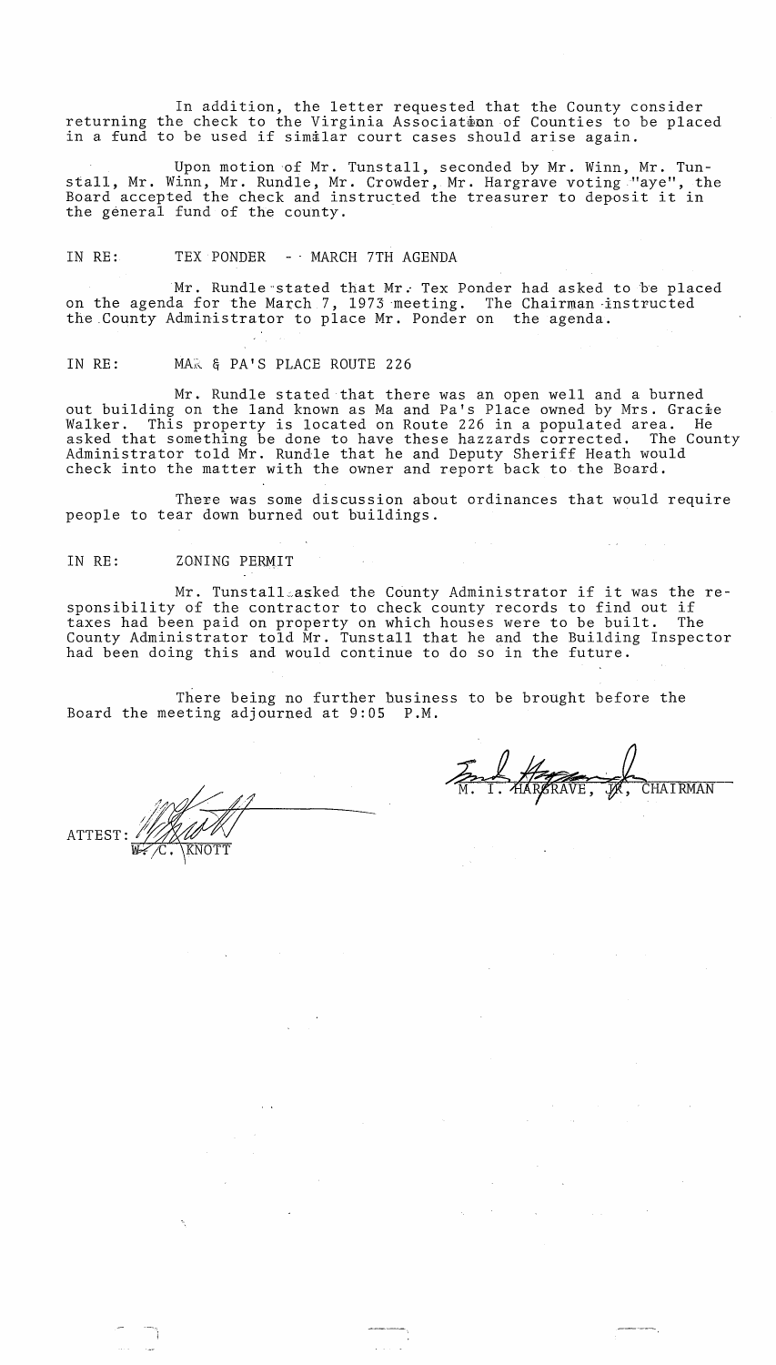In addition, the letter requested that the County consider returning the check to the Virginia Association of Counties to be placed in a fund to be used if similar court cases should arise again.

Upon motion of Mr. Tunstall, seconded by Mr. Winn, Mr. Tunstall, Mr. Winn, Mr. Rundle, Mr. Crowder, Mr. Hargrave voting "aye", the Board accepted the check and instructed the treasurer to deposit it in the general fund of the county.

IN RE: TEX PONDER - MARCH 7TH AGENDA

Mr. Rundle stated that Mr. Tex Ponder had asked to be placed on the agenda for the March 7, 1973 meeting. The Chairman instructed the County Administrator to place Mr. Ponder on the agenda.

IN RE: MA & PA'S PLACE ROUTE 226

Mr. Rundle stated that there was an open well and a burned out building on the land known as Ma and Pa's Place owned by Mrs. Gracie Walker. This property is located on Route 226 in a populated area. He asked that something be done to have these hazzards corrected. The County Administrator told Mr. Rundle that he and Deputy Sheriff Heath would check into the matter with the owner and report back to the Board.

There was some discussion about ordinances that would require people to tear down burned out buildings.

IN RE: ZONING PERMIT

Mr. Tunstall asked the County Administrator if it was the responsibility of the contractor to check county records to find out if taxes had been paid on property on which houses were to be built. The County Administrator told Mr. Tunstall that he and the Building Inspector had been doing this and would continue to do so in the future.

There being no further business to be brought before the Board the meeting adjourned at 9:05 P.M.

M. I. HARGRAVE, JR, CHAIRMAN

ATTEST:
W. C. KNOTT